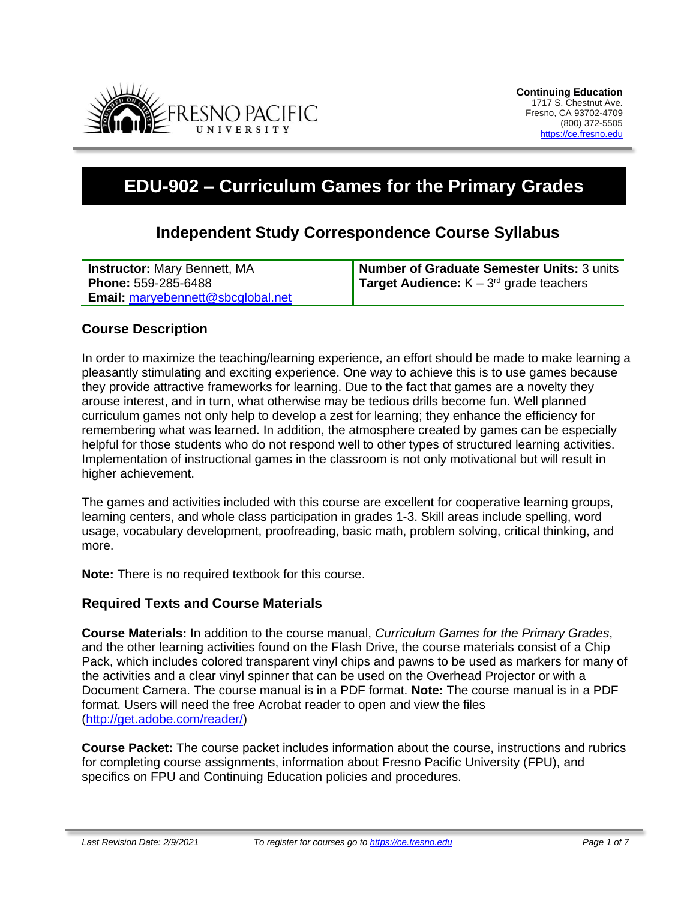**Continuing Education**
1717 S. Chestnut Ave.
Fresno, CA 93702-4709
(800) 372-5505
https://ce.fresno.edu

# EDU-902 – Curriculum Games for the Primary Grades

## Independent Study Correspondence Course Syllabus

| **Instructor:** Mary Bennett, MA<br>**Phone:** 559-285-6488<br>**Email:** maryebennett@sbcglobal.net | **Number of Graduate Semester Units:** 3 units<br>**Target Audience:** K – 3rd grade teachers |
|---|---|

### Course Description

In order to maximize the teaching/learning experience, an effort should be made to make learning a pleasantly stimulating and exciting experience. One way to achieve this is to use games because they provide attractive frameworks for learning. Due to the fact that games are a novelty they arouse interest, and in turn, what otherwise may be tedious drills become fun. Well planned curriculum games not only help to develop a zest for learning; they enhance the efficiency for remembering what was learned. In addition, the atmosphere created by games can be especially helpful for those students who do not respond well to other types of structured learning activities. Implementation of instructional games in the classroom is not only motivational but will result in higher achievement.

The games and activities included with this course are excellent for cooperative learning groups, learning centers, and whole class participation in grades 1-3. Skill areas include spelling, word usage, vocabulary development, proofreading, basic math, problem solving, critical thinking, and more.

**Note:** There is no required textbook for this course.

### Required Texts and Course Materials

**Course Materials:** In addition to the course manual, *Curriculum Games for the Primary Grades*, and the other learning activities found on the Flash Drive, the course materials consist of a Chip Pack, which includes colored transparent vinyl chips and pawns to be used as markers for many of the activities and a clear vinyl spinner that can be used on the Overhead Projector or with a Document Camera. The course manual is in a PDF format. **Note:** The course manual is in a PDF format. Users will need the free Acrobat reader to open and view the files (http://get.adobe.com/reader/)

**Course Packet:** The course packet includes information about the course, instructions and rubrics for completing course assignments, information about Fresno Pacific University (FPU), and specifics on FPU and Continuing Education policies and procedures.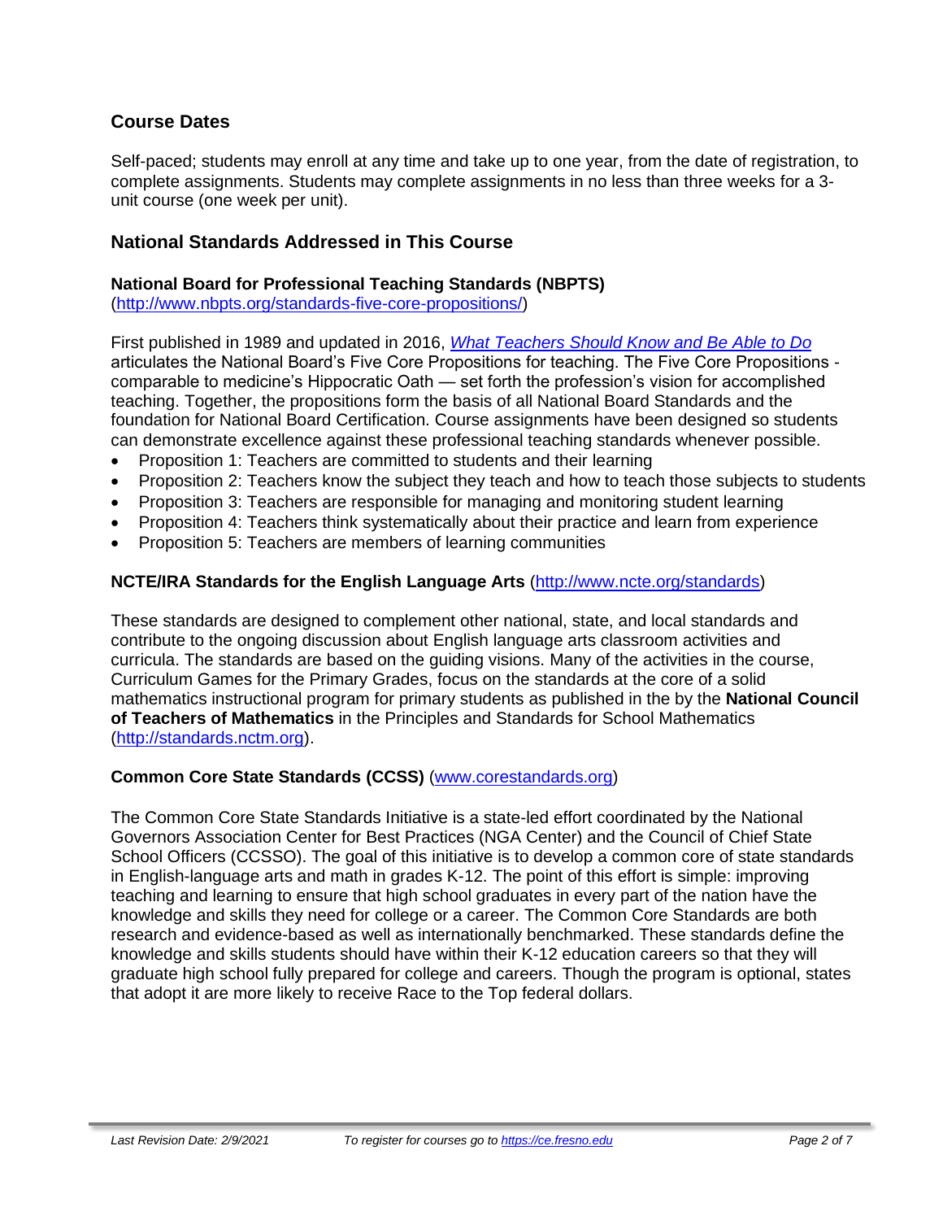## Course Dates

Self-paced; students may enroll at any time and take up to one year, from the date of registration, to complete assignments. Students may complete assignments in no less than three weeks for a 3-unit course (one week per unit).

## National Standards Addressed in This Course

### National Board for Professional Teaching Standards (NBPTS)

(http://www.nbpts.org/standards-five-core-propositions/)

First published in 1989 and updated in 2016, *What Teachers Should Know and Be Able to Do* articulates the National Board's Five Core Propositions for teaching. The Five Core Propositions - comparable to medicine's Hippocratic Oath — set forth the profession's vision for accomplished teaching. Together, the propositions form the basis of all National Board Standards and the foundation for National Board Certification. Course assignments have been designed so students can demonstrate excellence against these professional teaching standards whenever possible.

- Proposition 1: Teachers are committed to students and their learning
- Proposition 2: Teachers know the subject they teach and how to teach those subjects to students
- Proposition 3: Teachers are responsible for managing and monitoring student learning
- Proposition 4: Teachers think systematically about their practice and learn from experience
- Proposition 5: Teachers are members of learning communities

### NCTE/IRA Standards for the English Language Arts (http://www.ncte.org/standards)

These standards are designed to complement other national, state, and local standards and contribute to the ongoing discussion about English language arts classroom activities and curricula. The standards are based on the guiding visions. Many of the activities in the course, Curriculum Games for the Primary Grades, focus on the standards at the core of a solid mathematics instructional program for primary students as published in the by the **National Council of Teachers of Mathematics** in the Principles and Standards for School Mathematics (http://standards.nctm.org).

### Common Core State Standards (CCSS) (www.corestandards.org)

The Common Core State Standards Initiative is a state-led effort coordinated by the National Governors Association Center for Best Practices (NGA Center) and the Council of Chief State School Officers (CCSSO). The goal of this initiative is to develop a common core of state standards in English-language arts and math in grades K-12. The point of this effort is simple: improving teaching and learning to ensure that high school graduates in every part of the nation have the knowledge and skills they need for college or a career. The Common Core Standards are both research and evidence-based as well as internationally benchmarked. These standards define the knowledge and skills students should have within their K-12 education careers so that they will graduate high school fully prepared for college and careers. Though the program is optional, states that adopt it are more likely to receive Race to the Top federal dollars.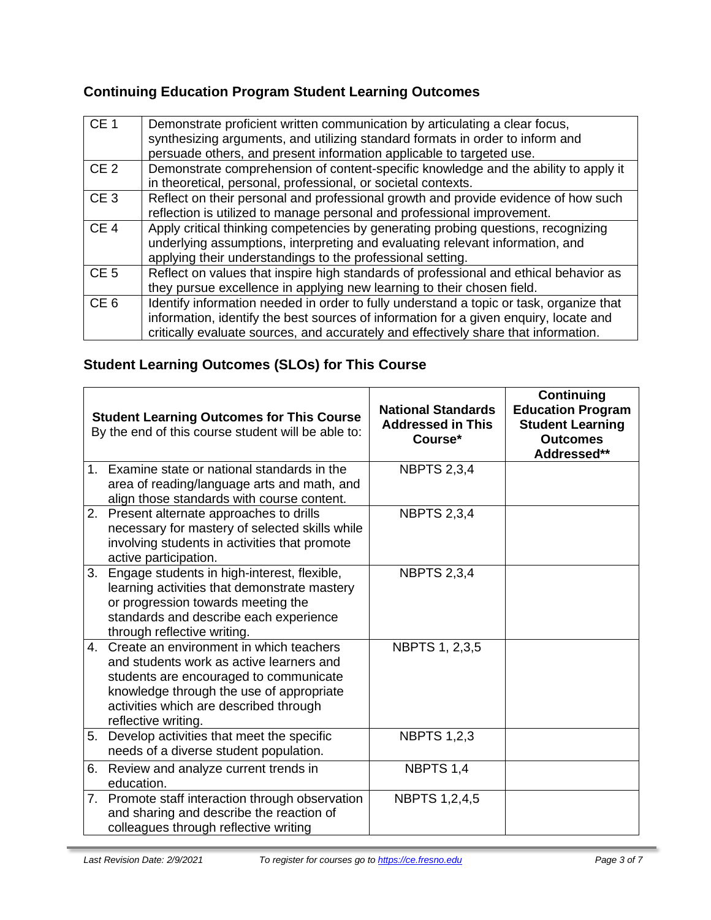## Continuing Education Program Student Learning Outcomes

| | |
|---|---|
| CE 1 | Demonstrate proficient written communication by articulating a clear focus, synthesizing arguments, and utilizing standard formats in order to inform and persuade others, and present information applicable to targeted use. |
| CE 2 | Demonstrate comprehension of content-specific knowledge and the ability to apply it in theoretical, personal, professional, or societal contexts. |
| CE 3 | Reflect on their personal and professional growth and provide evidence of how such reflection is utilized to manage personal and professional improvement. |
| CE 4 | Apply critical thinking competencies by generating probing questions, recognizing underlying assumptions, interpreting and evaluating relevant information, and applying their understandings to the professional setting. |
| CE 5 | Reflect on values that inspire high standards of professional and ethical behavior as they pursue excellence in applying new learning to their chosen field. |
| CE 6 | Identify information needed in order to fully understand a topic or task, organize that information, identify the best sources of information for a given enquiry, locate and critically evaluate sources, and accurately and effectively share that information. |

## Student Learning Outcomes (SLOs) for This Course

| **Student Learning Outcomes for This Course** By the end of this course student will be able to: | **National Standards Addressed in This Course*** | **Continuing Education Program Student Learning Outcomes Addressed**** |
|---|---|---|
| 1. Examine state or national standards in the area of reading/language arts and math, and align those standards with course content. | NBPTS 2,3,4 | |
| 2. Present alternate approaches to drills necessary for mastery of selected skills while involving students in activities that promote active participation. | NBPTS 2,3,4 | |
| 3. Engage students in high-interest, flexible, learning activities that demonstrate mastery or progression towards meeting the standards and describe each experience through reflective writing. | NBPTS 2,3,4 | |
| 4. Create an environment in which teachers and students work as active learners and students are encouraged to communicate knowledge through the use of appropriate activities which are described through reflective writing. | NBPTS 1, 2,3,5 | |
| 5. Develop activities that meet the specific needs of a diverse student population. | NBPTS 1,2,3 | |
| 6. Review and analyze current trends in education. | NBPTS 1,4 | |
| 7. Promote staff interaction through observation and sharing and describe the reaction of colleagues through reflective writing | NBPTS 1,2,4,5 | |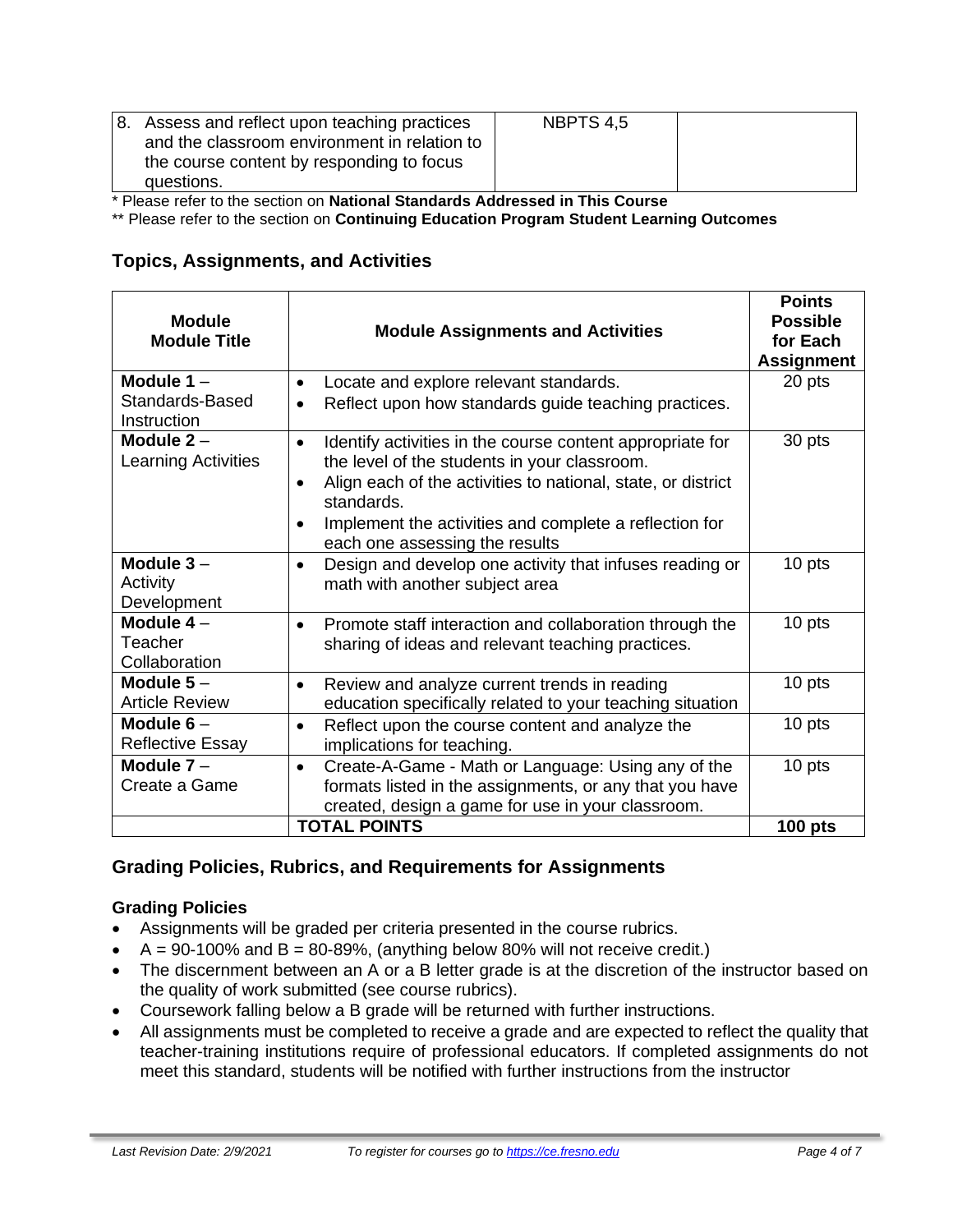| 8. Assess and reflect upon teaching practices and the classroom environment in relation to the course content by responding to focus questions. | NBPTS 4,5 | |
|---|---|---|

\* Please refer to the section on **National Standards Addressed in This Course**

\*\* Please refer to the section on **Continuing Education Program Student Learning Outcomes**

## Topics, Assignments, and Activities

| Module<br>Module Title | Module Assignments and Activities | Points Possible for Each Assignment |
|---|---|---|
| **Module 1** – Standards-Based Instruction | • Locate and explore relevant standards.<br>• Reflect upon how standards guide teaching practices. | 20 pts |
| **Module 2** – Learning Activities | • Identify activities in the course content appropriate for the level of the students in your classroom.<br>• Align each of the activities to national, state, or district standards.<br>• Implement the activities and complete a reflection for each one assessing the results | 30 pts |
| **Module 3** – Activity Development | • Design and develop one activity that infuses reading or math with another subject area | 10 pts |
| **Module 4** – Teacher Collaboration | • Promote staff interaction and collaboration through the sharing of ideas and relevant teaching practices. | 10 pts |
| **Module 5** – Article Review | • Review and analyze current trends in reading education specifically related to your teaching situation | 10 pts |
| **Module 6** – Reflective Essay | • Reflect upon the course content and analyze the implications for teaching. | 10 pts |
| **Module 7** – Create a Game | • Create-A-Game - Math or Language: Using any of the formats listed in the assignments, or any that you have created, design a game for use in your classroom. | 10 pts |
| | **TOTAL POINTS** | **100 pts** |

## Grading Policies, Rubrics, and Requirements for Assignments

### Grading Policies

- Assignments will be graded per criteria presented in the course rubrics.
- A = 90-100% and B = 80-89%, (anything below 80% will not receive credit.)
- The discernment between an A or a B letter grade is at the discretion of the instructor based on the quality of work submitted (see course rubrics).
- Coursework falling below a B grade will be returned with further instructions.
- All assignments must be completed to receive a grade and are expected to reflect the quality that teacher-training institutions require of professional educators. If completed assignments do not meet this standard, students will be notified with further instructions from the instructor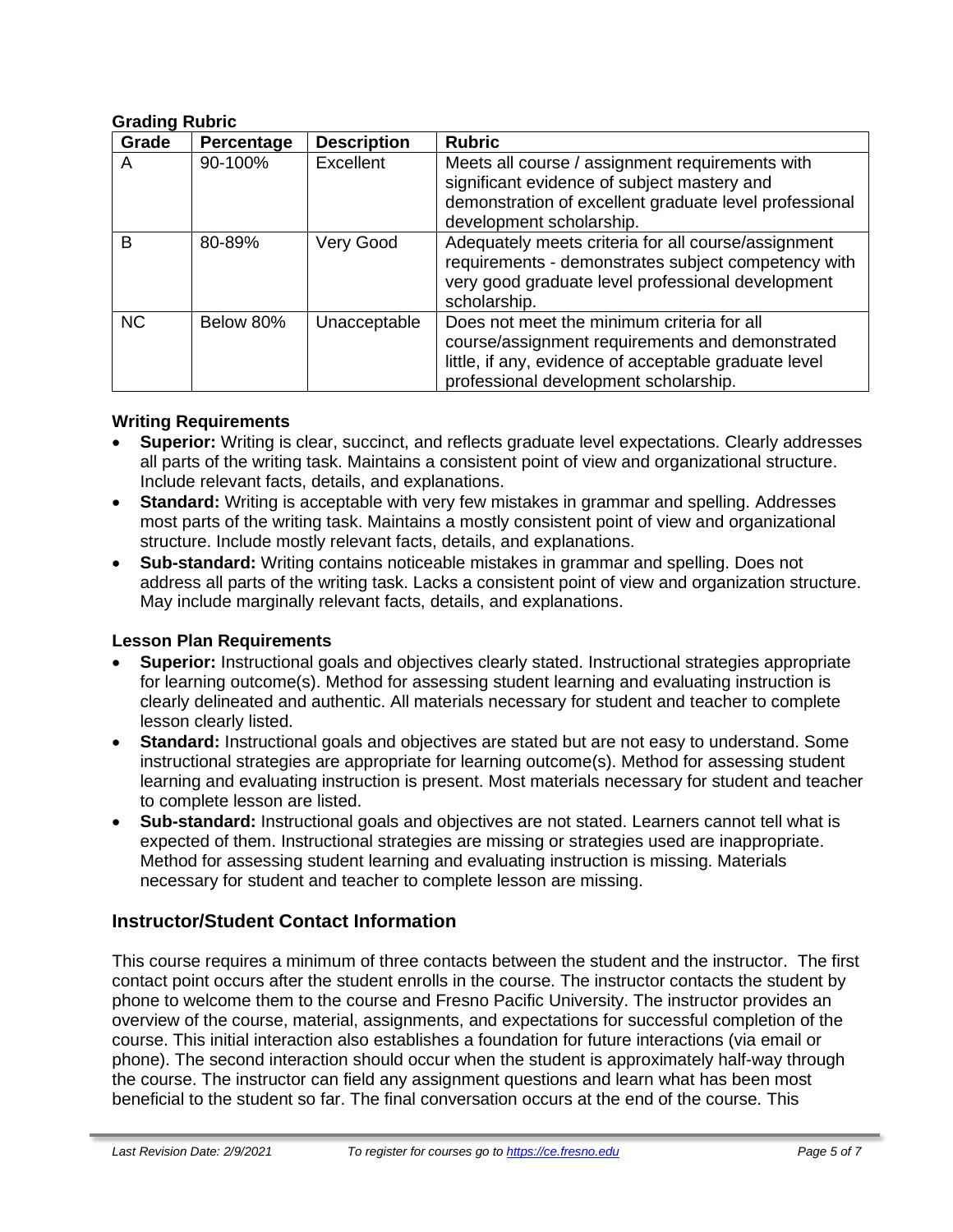**Grading Rubric**

| Grade | Percentage | Description | Rubric |
|---|---|---|---|
| A | 90-100% | Excellent | Meets all course / assignment requirements with significant evidence of subject mastery and demonstration of excellent graduate level professional development scholarship. |
| B | 80-89% | Very Good | Adequately meets criteria for all course/assignment requirements - demonstrates subject competency with very good graduate level professional development scholarship. |
| NC | Below 80% | Unacceptable | Does not meet the minimum criteria for all course/assignment requirements and demonstrated little, if any, evidence of acceptable graduate level professional development scholarship. |

**Writing Requirements**

- **Superior:** Writing is clear, succinct, and reflects graduate level expectations. Clearly addresses all parts of the writing task. Maintains a consistent point of view and organizational structure. Include relevant facts, details, and explanations.
- **Standard:** Writing is acceptable with very few mistakes in grammar and spelling. Addresses most parts of the writing task. Maintains a mostly consistent point of view and organizational structure. Include mostly relevant facts, details, and explanations.
- **Sub-standard:** Writing contains noticeable mistakes in grammar and spelling. Does not address all parts of the writing task. Lacks a consistent point of view and organization structure. May include marginally relevant facts, details, and explanations.

**Lesson Plan Requirements**

- **Superior:** Instructional goals and objectives clearly stated. Instructional strategies appropriate for learning outcome(s). Method for assessing student learning and evaluating instruction is clearly delineated and authentic. All materials necessary for student and teacher to complete lesson clearly listed.
- **Standard:** Instructional goals and objectives are stated but are not easy to understand. Some instructional strategies are appropriate for learning outcome(s). Method for assessing student learning and evaluating instruction is present. Most materials necessary for student and teacher to complete lesson are listed.
- **Sub-standard:** Instructional goals and objectives are not stated. Learners cannot tell what is expected of them. Instructional strategies are missing or strategies used are inappropriate. Method for assessing student learning and evaluating instruction is missing. Materials necessary for student and teacher to complete lesson are missing.

## Instructor/Student Contact Information

This course requires a minimum of three contacts between the student and the instructor. The first contact point occurs after the student enrolls in the course. The instructor contacts the student by phone to welcome them to the course and Fresno Pacific University. The instructor provides an overview of the course, material, assignments, and expectations for successful completion of the course. This initial interaction also establishes a foundation for future interactions (via email or phone). The second interaction should occur when the student is approximately half-way through the course. The instructor can field any assignment questions and learn what has been most beneficial to the student so far. The final conversation occurs at the end of the course. This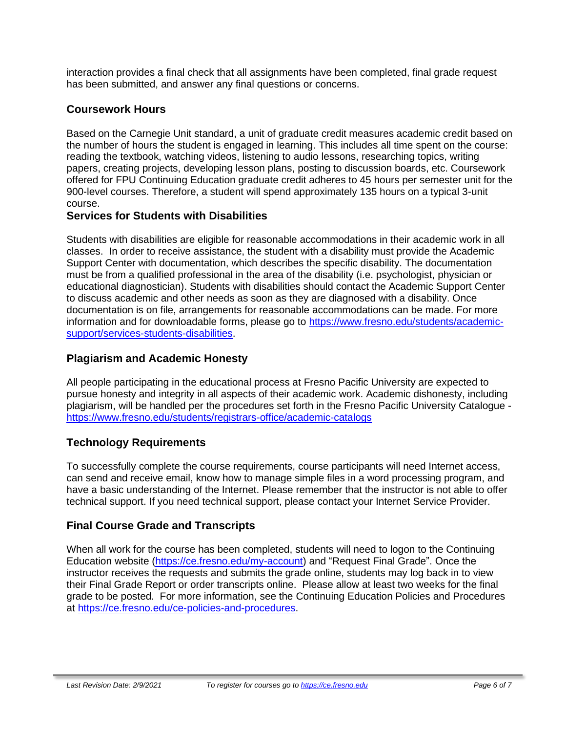interaction provides a final check that all assignments have been completed, final grade request has been submitted, and answer any final questions or concerns.

## Coursework Hours

Based on the Carnegie Unit standard, a unit of graduate credit measures academic credit based on the number of hours the student is engaged in learning. This includes all time spent on the course: reading the textbook, watching videos, listening to audio lessons, researching topics, writing papers, creating projects, developing lesson plans, posting to discussion boards, etc. Coursework offered for FPU Continuing Education graduate credit adheres to 45 hours per semester unit for the 900-level courses. Therefore, a student will spend approximately 135 hours on a typical 3-unit course.

## Services for Students with Disabilities

Students with disabilities are eligible for reasonable accommodations in their academic work in all classes. In order to receive assistance, the student with a disability must provide the Academic Support Center with documentation, which describes the specific disability. The documentation must be from a qualified professional in the area of the disability (i.e. psychologist, physician or educational diagnostician). Students with disabilities should contact the Academic Support Center to discuss academic and other needs as soon as they are diagnosed with a disability. Once documentation is on file, arrangements for reasonable accommodations can be made. For more information and for downloadable forms, please go to [https://www.fresno.edu/students/academic-support/services-students-disabilities](https://www.fresno.edu/students/academic-support/services-students-disabilities).

## Plagiarism and Academic Honesty

All people participating in the educational process at Fresno Pacific University are expected to pursue honesty and integrity in all aspects of their academic work. Academic dishonesty, including plagiarism, will be handled per the procedures set forth in the Fresno Pacific University Catalogue - [https://www.fresno.edu/students/registrars-office/academic-catalogs](https://www.fresno.edu/students/registrars-office/academic-catalogs)

## Technology Requirements

To successfully complete the course requirements, course participants will need Internet access, can send and receive email, know how to manage simple files in a word processing program, and have a basic understanding of the Internet. Please remember that the instructor is not able to offer technical support. If you need technical support, please contact your Internet Service Provider.

## Final Course Grade and Transcripts

When all work for the course has been completed, students will need to logon to the Continuing Education website ([https://ce.fresno.edu/my-account](https://ce.fresno.edu/my-account)) and "Request Final Grade". Once the instructor receives the requests and submits the grade online, students may log back in to view their Final Grade Report or order transcripts online. Please allow at least two weeks for the final grade to be posted. For more information, see the Continuing Education Policies and Procedures at [https://ce.fresno.edu/ce-policies-and-procedures](https://ce.fresno.edu/ce-policies-and-procedures).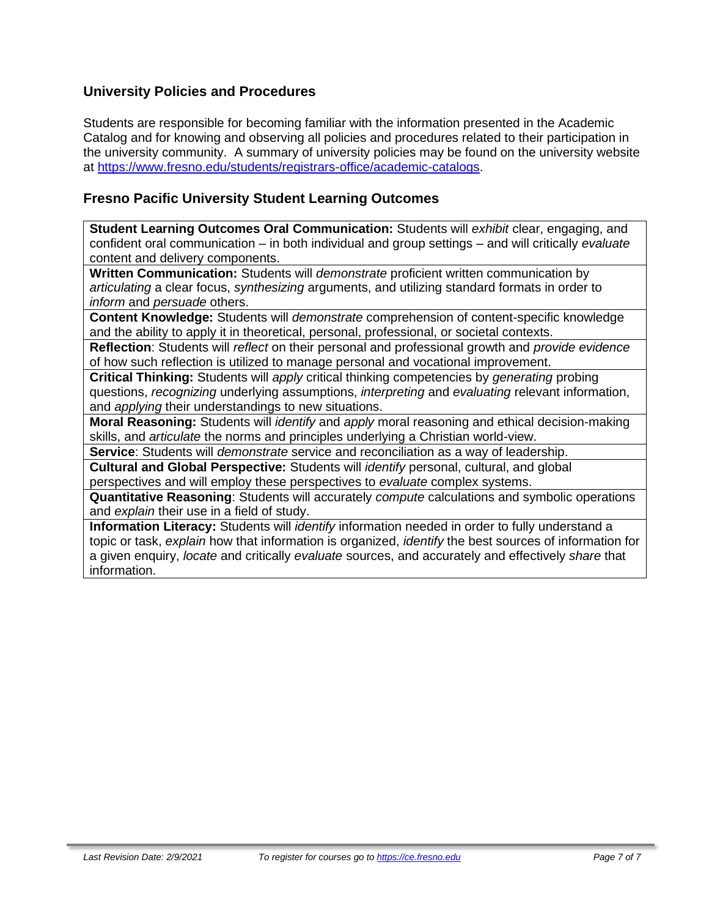## University Policies and Procedures

Students are responsible for becoming familiar with the information presented in the Academic Catalog and for knowing and observing all policies and procedures related to their participation in the university community. A summary of university policies may be found on the university website at [https://www.fresno.edu/students/registrars-office/academic-catalogs](https://www.fresno.edu/students/registrars-office/academic-catalogs).

## Fresno Pacific University Student Learning Outcomes

| |
|---|
| **Student Learning Outcomes Oral Communication:** Students will *exhibit* clear, engaging, and confident oral communication – in both individual and group settings – and will critically *evaluate* content and delivery components. |
| **Written Communication:** Students will *demonstrate* proficient written communication by *articulating* a clear focus, *synthesizing* arguments, and utilizing standard formats in order to *inform* and *persuade* others. |
| **Content Knowledge:** Students will *demonstrate* comprehension of content-specific knowledge and the ability to apply it in theoretical, personal, professional, or societal contexts. |
| **Reflection**: Students will *reflect* on their personal and professional growth and *provide evidence* of how such reflection is utilized to manage personal and vocational improvement. |
| **Critical Thinking:** Students will *apply* critical thinking competencies by *generating* probing questions, *recognizing* underlying assumptions, *interpreting* and *evaluating* relevant information, and *applying* their understandings to new situations. |
| **Moral Reasoning:** Students will *identify* and *apply* moral reasoning and ethical decision-making skills, and *articulate* the norms and principles underlying a Christian world-view. |
| **Service**: Students will *demonstrate* service and reconciliation as a way of leadership. |
| **Cultural and Global Perspective:** Students will *identify* personal, cultural, and global perspectives and will employ these perspectives to *evaluate* complex systems. |
| **Quantitative Reasoning**: Students will accurately *compute* calculations and symbolic operations and *explain* their use in a field of study. |
| **Information Literacy:** Students will *identify* information needed in order to fully understand a topic or task, *explain* how that information is organized, *identify* the best sources of information for a given enquiry, *locate* and critically *evaluate* sources, and accurately and effectively *share* that information. |